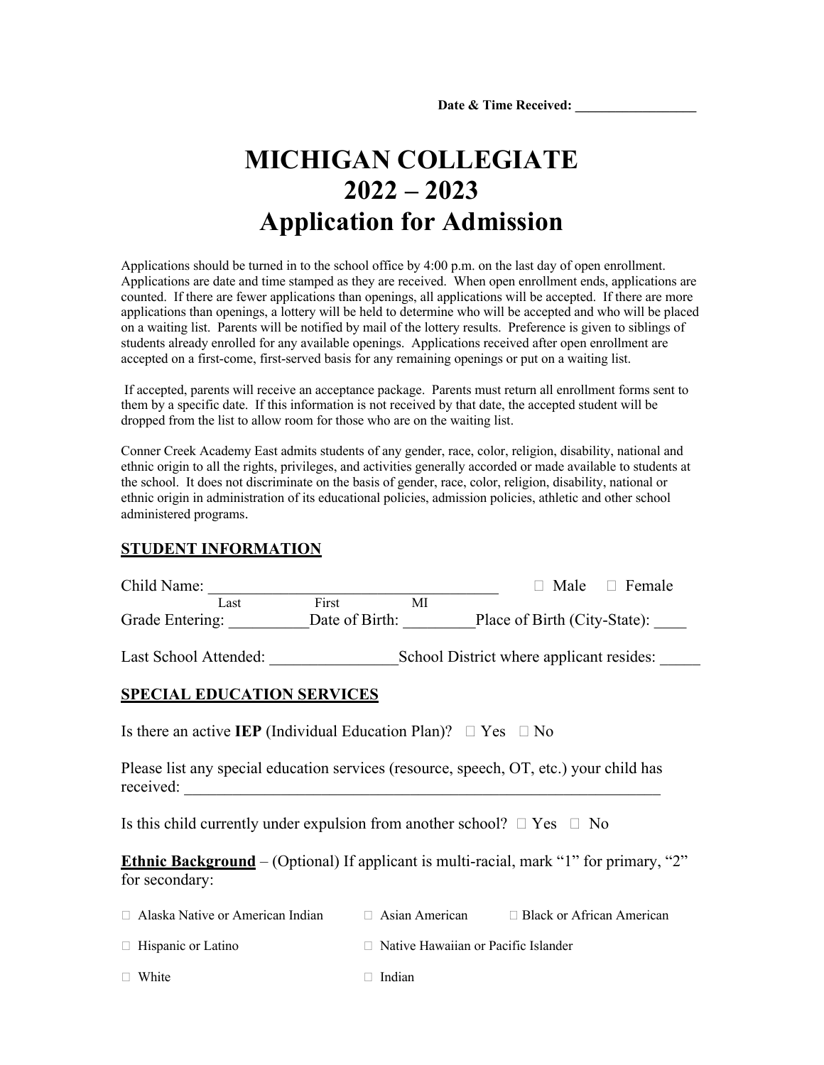**Date & Time Received: __________________**

# MICHIGAN COLLEGIATE
# 2022 – 2023
# Application for Admission

Applications should be turned in to the school office by 4:00 p.m. on the last day of open enrollment. Applications are date and time stamped as they are received. When open enrollment ends, applications are counted. If there are fewer applications than openings, all applications will be accepted. If there are more applications than openings, a lottery will be held to determine who will be accepted and who will be placed on a waiting list. Parents will be notified by mail of the lottery results. Preference is given to siblings of students already enrolled for any available openings. Applications received after open enrollment are accepted on a first-come, first-served basis for any remaining openings or put on a waiting list.

If accepted, parents will receive an acceptance package. Parents must return all enrollment forms sent to them by a specific date. If this information is not received by that date, the accepted student will be dropped from the list to allow room for those who are on the waiting list.

Conner Creek Academy East admits students of any gender, race, color, religion, disability, national and ethnic origin to all the rights, privileges, and activities generally accorded or made available to students at the school. It does not discriminate on the basis of gender, race, color, religion, disability, national or ethnic origin in administration of its educational policies, admission policies, athletic and other school administered programs.

## STUDENT INFORMATION

Child Name: ____________________________________ ☐ Male ☐ Female
Last First MI

Grade Entering: __________Date of Birth: _________Place of Birth (City-State): ____

Last School Attended: ________________School District where applicant resides: _____

## SPECIAL EDUCATION SERVICES

Is there an active **IEP** (Individual Education Plan)? ☐ Yes ☐ No

Please list any special education services (resource, speech, OT, etc.) your child has received: ______________________________________________________________

Is this child currently under expulsion from another school? ☐ Yes ☐ No

**Ethnic Background** – (Optional) If applicant is multi-racial, mark "1" for primary, "2" for secondary:

☐ Alaska Native or American Indian ☐ Asian American ☐ Black or African American

☐ Hispanic or Latino ☐ Native Hawaiian or Pacific Islander

☐ White ☐ Indian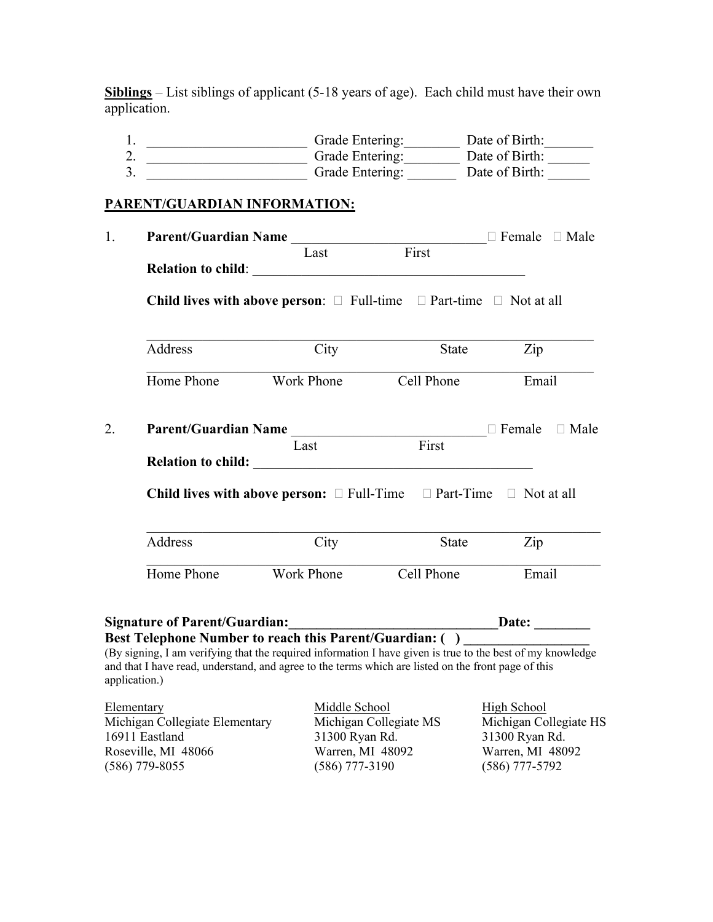**Siblings** – List siblings of applicant (5-18 years of age). Each child must have their own application.

1. ______________________ Grade Entering:________ Date of Birth:_______
2. ______________________ Grade Entering:________ Date of Birth: ______
3. ______________________ Grade Entering: _______ Date of Birth: ______

**PARENT/GUARDIAN INFORMATION:**

1. **Parent/Guardian Name** ____________________________ ☐ Female ☐ Male
   Last First
   **Relation to child**: ________________________________________

   **Child lives with above person**: ☐ Full-time ☐ Part-time ☐ Not at all

   _________________________________________________________________
   Address City State Zip

   _________________________________________________________________
   Home Phone Work Phone Cell Phone Email

2. **Parent/Guardian Name** ____________________________ ☐ Female ☐ Male
   Last First
   **Relation to child:** _________________________________________

   **Child lives with above person:** ☐ Full-Time ☐ Part-Time ☐ Not at all

   _________________________________________________________________
   Address City State Zip

   _________________________________________________________________
   Home Phone Work Phone Cell Phone Email

**Signature of Parent/Guardian:______________________________Date: ________**
**Best Telephone Number to reach this Parent/Guardian: ( ) __________________**
(By signing, I am verifying that the required information I have given is true to the best of my knowledge and that I have read, understand, and agree to the terms which are listed on the front page of this application.)

Elementary
Michigan Collegiate Elementary
16911 Eastland
Roseville, MI 48066
(586) 779-8055

Middle School
Michigan Collegiate MS
31300 Ryan Rd.
Warren, MI 48092
(586) 777-3190

High School
Michigan Collegiate HS
31300 Ryan Rd.
Warren, MI 48092
(586) 777-5792